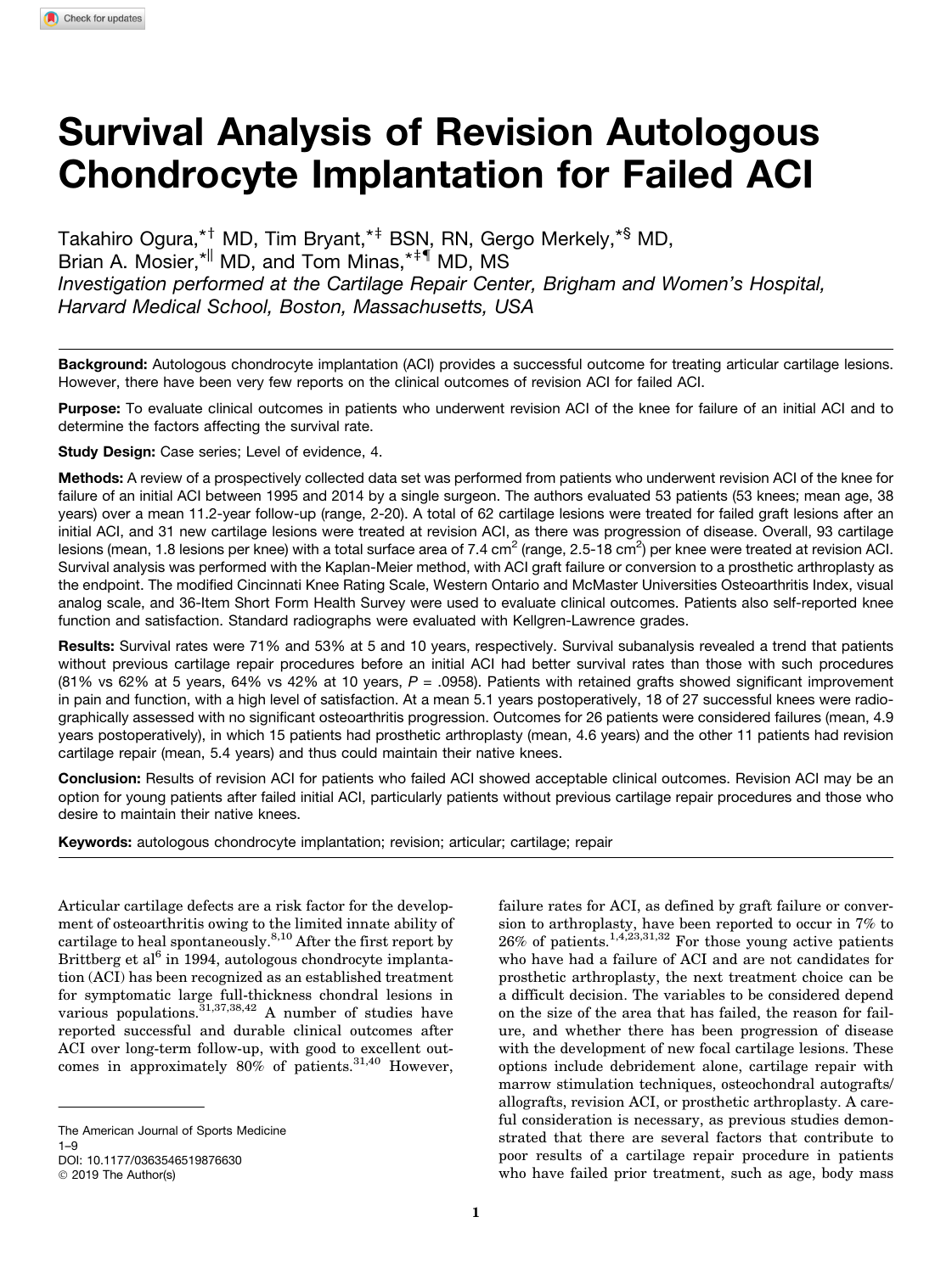# Survival Analysis of Revision Autologous Chondrocyte Implantation for Failed ACI

Takahiro Ogura,[*†] MD, Tim Bryant,[*‡] BSN, RN, Gergo Merkely,[*§] MD, Brian A. Mosier,[*||] MD, and Tom Minas,[*‡¶] MD, MS

*Investigation performed at the Cartilage Repair Center, Brigham and Women's Hospital, Harvard Medical School, Boston, Massachusetts, USA*

**Background:** Autologous chondrocyte implantation (ACI) provides a successful outcome for treating articular cartilage lesions. However, there have been very few reports on the clinical outcomes of revision ACI for failed ACI.

**Purpose:** To evaluate clinical outcomes in patients who underwent revision ACI of the knee for failure of an initial ACI and to determine the factors affecting the survival rate.

**Study Design:** Case series; Level of evidence, 4.

**Methods:** A review of a prospectively collected data set was performed from patients who underwent revision ACI of the knee for failure of an initial ACI between 1995 and 2014 by a single surgeon. The authors evaluated 53 patients (53 knees; mean age, 38 years) over a mean 11.2-year follow-up (range, 2-20). A total of 62 cartilage lesions were treated for failed graft lesions after an initial ACI, and 31 new cartilage lesions were treated at revision ACI, as there was progression of disease. Overall, 93 cartilage lesions (mean, 1.8 lesions per knee) with a total surface area of 7.4 $cm^2$ (range, 2.5-18 $cm^2$) per knee were treated at revision ACI. Survival analysis was performed with the Kaplan-Meier method, with ACI graft failure or conversion to a prosthetic arthroplasty as the endpoint. The modified Cincinnati Knee Rating Scale, Western Ontario and McMaster Universities Osteoarthritis Index, visual analog scale, and 36-Item Short Form Health Survey were used to evaluate clinical outcomes. Patients also self-reported knee function and satisfaction. Standard radiographs were evaluated with Kellgren-Lawrence grades.

**Results:** Survival rates were 71% and 53% at 5 and 10 years, respectively. Survival subanalysis revealed a trend that patients without previous cartilage repair procedures before an initial ACI had better survival rates than those with such procedures (81% vs 62% at 5 years, 64% vs 42% at 10 years, $P = .0958$). Patients with retained grafts showed significant improvement in pain and function, with a high level of satisfaction. At a mean 5.1 years postoperatively, 18 of 27 successful knees were radiographically assessed with no significant osteoarthritis progression. Outcomes for 26 patients were considered failures (mean, 4.9 years postoperatively), in which 15 patients had prosthetic arthroplasty (mean, 4.6 years) and the other 11 patients had revision cartilage repair (mean, 5.4 years) and thus could maintain their native knees.

**Conclusion:** Results of revision ACI for patients who failed ACI showed acceptable clinical outcomes. Revision ACI may be an option for young patients after failed initial ACI, particularly patients without previous cartilage repair procedures and those who desire to maintain their native knees.

**Keywords:** autologous chondrocyte implantation; revision; articular; cartilage; repair

Articular cartilage defects are a risk factor for the development of osteoarthritis owing to the limited innate ability of cartilage to heal spontaneously.[8,10] After the first report by Brittberg et al[6] in 1994, autologous chondrocyte implantation (ACI) has been recognized as an established treatment for symptomatic large full-thickness chondral lesions in various populations.[31,37,38,42] A number of studies have reported successful and durable clinical outcomes after ACI over long-term follow-up, with good to excellent outcomes in approximately 80% of patients.[31,40] However, failure rates for ACI, as defined by graft failure or conversion to arthroplasty, have been reported to occur in 7% to 26% of patients.[1,4,23,31,32] For those young active patients who have had a failure of ACI and are not candidates for prosthetic arthroplasty, the next treatment choice can be a difficult decision. The variables to be considered depend on the size of the area that has failed, the reason for failure, and whether there has been progression of disease with the development of new focal cartilage lesions. These options include debridement alone, cartilage repair with marrow stimulation techniques, osteochondral autografts/allografts, revision ACI, or prosthetic arthroplasty. A careful consideration is necessary, as previous studies demonstrated that there are several factors that contribute to poor results of a cartilage repair procedure in patients who have failed prior treatment, such as age, body mass

The American Journal of Sports Medicine
1–9
DOI: 10.1177/0363546519876630
© 2019 The Author(s)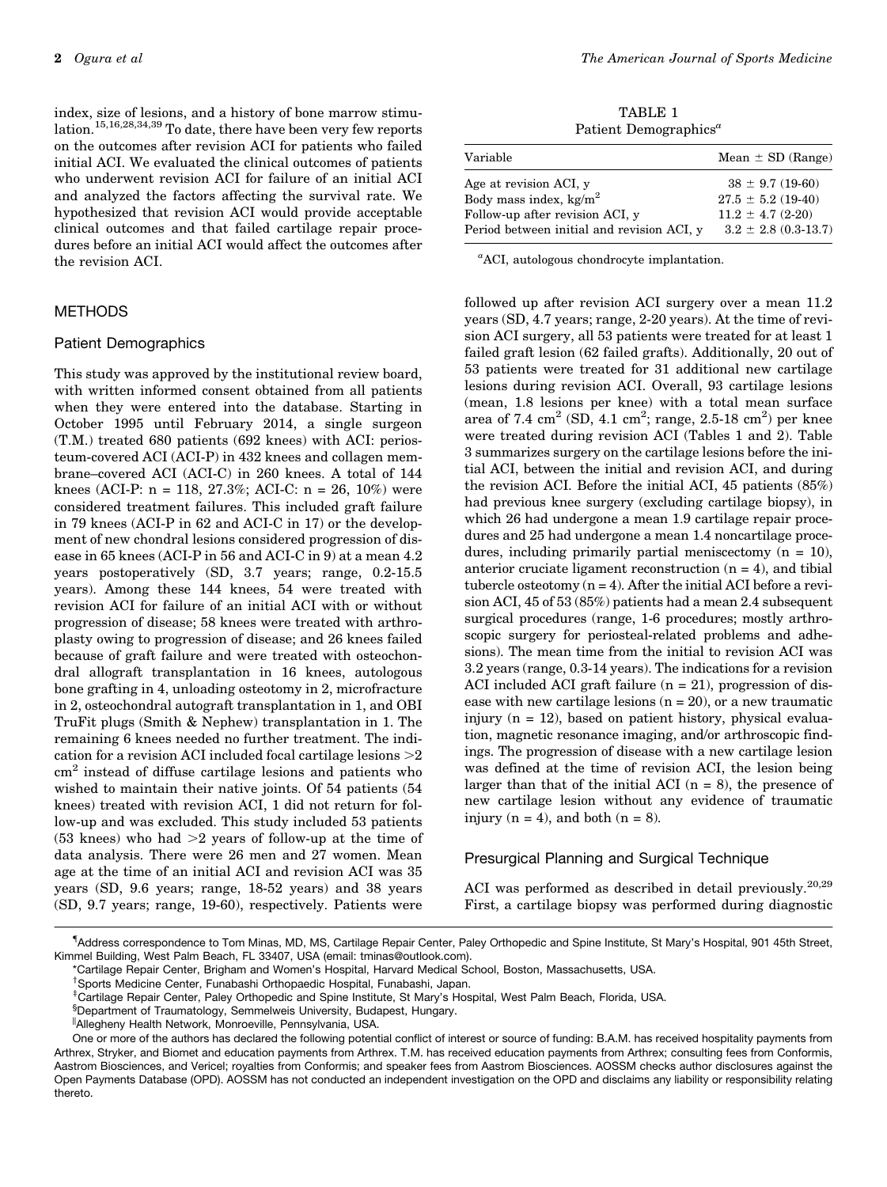index, size of lesions, and a history of bone marrow stimulation.[15,16,28,34,39] To date, there have been very few reports on the outcomes after revision ACI for patients who failed initial ACI. We evaluated the clinical outcomes of patients who underwent revision ACI for failure of an initial ACI and analyzed the factors affecting the survival rate. We hypothesized that revision ACI would provide acceptable clinical outcomes and that failed cartilage repair procedures before an initial ACI would affect the outcomes after the revision ACI.

## METHODS

### Patient Demographics

This study was approved by the institutional review board, with written informed consent obtained from all patients when they were entered into the database. Starting in October 1995 until February 2014, a single surgeon (T.M.) treated 680 patients (692 knees) with ACI: periosteum-covered ACI (ACI-P) in 432 knees and collagen membrane–covered ACI (ACI-C) in 260 knees. A total of 144 knees (ACI-P: n = 118, 27.3%; ACI-C: n = 26, 10%) were considered treatment failures. This included graft failure in 79 knees (ACI-P in 62 and ACI-C in 17) or the development of new chondral lesions considered progression of disease in 65 knees (ACI-P in 56 and ACI-C in 9) at a mean 4.2 years postoperatively (SD, 3.7 years; range, 0.2-15.5 years). Among these 144 knees, 54 were treated with revision ACI for failure of an initial ACI with or without progression of disease; 58 knees were treated with arthroplasty owing to progression of disease; and 26 knees failed because of graft failure and were treated with osteochondral allograft transplantation in 16 knees, autologous bone grafting in 4, unloading osteotomy in 2, microfracture in 2, osteochondral autograft transplantation in 1, and OBI TruFit plugs (Smith & Nephew) transplantation in 1. The remaining 6 knees needed no further treatment. The indication for a revision ACI included focal cartilage lesions >2 cm$^2$ instead of diffuse cartilage lesions and patients who wished to maintain their native joints. Of 54 patients (54 knees) treated with revision ACI, 1 did not return for follow-up and was excluded. This study included 53 patients (53 knees) who had >2 years of follow-up at the time of data analysis. There were 26 men and 27 women. Mean age at the time of an initial ACI and revision ACI was 35 years (SD, 9.6 years; range, 18-52 years) and 38 years (SD, 9.7 years; range, 19-60), respectively. Patients were

TABLE 1
Patient Demographics[a]

| Variable | Mean ± SD (Range) |
|---|---|
| Age at revision ACI, y | 38 ± 9.7 (19-60) |
| Body mass index, kg/m$^2$ | 27.5 ± 5.2 (19-40) |
| Follow-up after revision ACI, y | 11.2 ± 4.7 (2-20) |
| Period between initial and revision ACI, y | 3.2 ± 2.8 (0.3-13.7) |

[a]ACI, autologous chondrocyte implantation.

followed up after revision ACI surgery over a mean 11.2 years (SD, 4.7 years; range, 2-20 years). At the time of revision ACI surgery, all 53 patients were treated for at least 1 failed graft lesion (62 failed grafts). Additionally, 20 out of 53 patients were treated for 31 additional new cartilage lesions during revision ACI. Overall, 93 cartilage lesions (mean, 1.8 lesions per knee) with a total mean surface area of 7.4 cm$^2$ (SD, 4.1 cm$^2$; range, 2.5-18 cm$^2$) per knee were treated during revision ACI (Tables 1 and 2). Table 3 summarizes surgery on the cartilage lesions before the initial ACI, between the initial and revision ACI, and during the revision ACI. Before the initial ACI, 45 patients (85%) had previous knee surgery (excluding cartilage biopsy), in which 26 had undergone a mean 1.9 cartilage repair procedures and 25 had undergone a mean 1.4 noncartilage procedures, including primarily partial meniscectomy (n = 10), anterior cruciate ligament reconstruction (n = 4), and tibial tubercle osteotomy (n = 4). After the initial ACI before a revision ACI, 45 of 53 (85%) patients had a mean 2.4 subsequent surgical procedures (range, 1-6 procedures; mostly arthroscopic surgery for periosteal-related problems and adhesions). The mean time from the initial to revision ACI was 3.2 years (range, 0.3-14 years). The indications for a revision ACI included ACI graft failure (n = 21), progression of disease with new cartilage lesions (n = 20), or a new traumatic injury (n = 12), based on patient history, physical evaluation, magnetic resonance imaging, and/or arthroscopic findings. The progression of disease with a new cartilage lesion was defined at the time of revision ACI, the lesion being larger than that of the initial ACI (n = 8), the presence of new cartilage lesion without any evidence of traumatic injury (n = 4), and both (n = 8).

### Presurgical Planning and Surgical Technique

ACI was performed as described in detail previously.[20,29] First, a cartilage biopsy was performed during diagnostic

¶Address correspondence to Tom Minas, MD, MS, Cartilage Repair Center, Paley Orthopedic and Spine Institute, St Mary's Hospital, 901 45th Street, Kimmel Building, West Palm Beach, FL 33407, USA (email: tminas@outlook.com).

*Cartilage Repair Center, Brigham and Women's Hospital, Harvard Medical School, Boston, Massachusetts, USA.

†Sports Medicine Center, Funabashi Orthopaedic Hospital, Funabashi, Japan.

‡Cartilage Repair Center, Paley Orthopedic and Spine Institute, St Mary's Hospital, West Palm Beach, Florida, USA.

§Department of Traumatology, Semmelweis University, Budapest, Hungary.

||Allegheny Health Network, Monroeville, Pennsylvania, USA.

One or more of the authors has declared the following potential conflict of interest or source of funding: B.A.M. has received hospitality payments from Arthrex, Stryker, and Biomet and education payments from Arthrex. T.M. has received education payments from Arthrex; consulting fees from Conformis, Aastrom Biosciences, and Vericel; royalties from Conformis; and speaker fees from Aastrom Biosciences. AOSSM checks author disclosures against the Open Payments Database (OPD). AOSSM has not conducted an independent investigation on the OPD and disclaims any liability or responsibility relating thereto.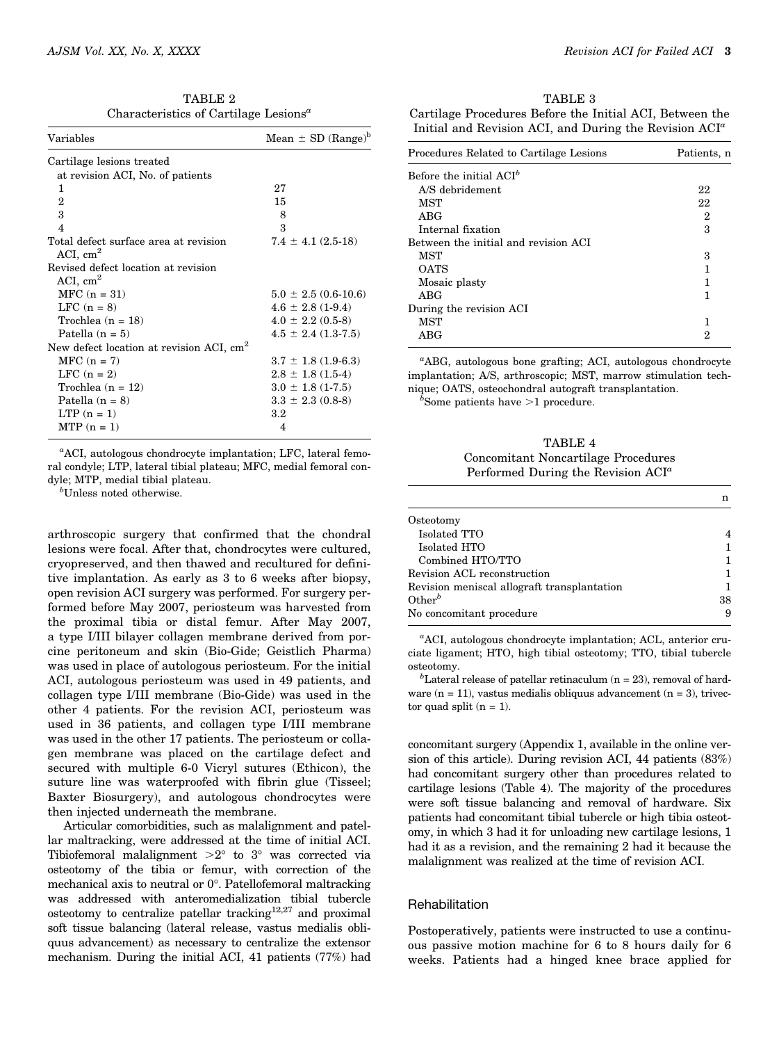TABLE 2
Characteristics of Cartilage Lesions[a]

| Variables | Mean ± SD (Range)[b] |
|---|---|
| Cartilage lesions treated at revision ACI, No. of patients | |
| 1 | 27 |
| 2 | 15 |
| 3 | 8 |
| 4 | 3 |
| Total defect surface area at revision ACI, cm$^2$ | 7.4 ± 4.1 (2.5-18) |
| Revised defect location at revision ACI, cm$^2$ | |
| MFC (n = 31) | 5.0 ± 2.5 (0.6-10.6) |
| LFC (n = 8) | 4.6 ± 2.8 (1-9.4) |
| Trochlea (n = 18) | 4.0 ± 2.2 (0.5-8) |
| Patella (n = 5) | 4.5 ± 2.4 (1.3-7.5) |
| New defect location at revision ACI, cm$^2$ | |
| MFC (n = 7) | 3.7 ± 1.8 (1.9-6.3) |
| LFC (n = 2) | 2.8 ± 1.8 (1.5-4) |
| Trochlea (n = 12) | 3.0 ± 1.8 (1-7.5) |
| Patella (n = 8) | 3.3 ± 2.3 (0.8-8) |
| LTP (n = 1) | 3.2 |
| MTP (n = 1) | 4 |

[a]ACI, autologous chondrocyte implantation; LFC, lateral femoral condyle; LTP, lateral tibial plateau; MFC, medial femoral condyle; MTP, medial tibial plateau.
[b]Unless noted otherwise.

arthroscopic surgery that confirmed that the chondral lesions were focal. After that, chondrocytes were cultured, cryopreserved, and then thawed and recultured for definitive implantation. As early as 3 to 6 weeks after biopsy, open revision ACI surgery was performed. For surgery performed before May 2007, periosteum was harvested from the proximal tibia or distal femur. After May 2007, a type I/III bilayer collagen membrane derived from porcine peritoneum and skin (Bio-Gide; Geistlich Pharma) was used in place of autologous periosteum. For the initial ACI, autologous periosteum was used in 49 patients, and collagen type I/III membrane (Bio-Gide) was used in the other 4 patients. For the revision ACI, periosteum was used in 36 patients, and collagen type I/III membrane was used in the other 17 patients. The periosteum or collagen membrane was placed on the cartilage defect and secured with multiple 6-0 Vicryl sutures (Ethicon), the suture line was waterproofed with fibrin glue (Tisseel; Baxter Biosurgery), and autologous chondrocytes were then injected underneath the membrane.

Articular comorbidities, such as malalignment and patellar maltracking, were addressed at the time of initial ACI. Tibiofemoral malalignment >2° to 3° was corrected via osteotomy of the tibia or femur, with correction of the mechanical axis to neutral or 0°. Patellofemoral maltracking was addressed with anteromedialization tibial tubercle osteotomy to centralize patellar tracking[12,27] and proximal soft tissue balancing (lateral release, vastus medialis obliquus advancement) as necessary to centralize the extensor mechanism. During the initial ACI, 41 patients (77%) had concomitant surgery (Appendix 1, available in the online version of this article). During revision ACI, 44 patients (83%) had concomitant surgery other than procedures related to cartilage lesions (Table 4). The majority of the procedures were soft tissue balancing and removal of hardware. Six patients had concomitant tibial tubercle or high tibia osteotomy, in which 3 had it for unloading new cartilage lesions, 1 had it as a revision, and the remaining 2 had it because the malalignment was realized at the time of revision ACI.

TABLE 3
Cartilage Procedures Before the Initial ACI, Between the Initial and Revision ACI, and During the Revision ACI[a]

| Procedures Related to Cartilage Lesions | Patients, n |
|---|---|
| Before the initial ACI[b] | |
| A/S debridement | 22 |
| MST | 22 |
| ABG | 2 |
| Internal fixation | 3 |
| Between the initial and revision ACI | |
| MST | 3 |
| OATS | 1 |
| Mosaic plasty | 1 |
| ABG | 1 |
| During the revision ACI | |
| MST | 1 |
| ABG | 2 |

[a]ABG, autologous bone grafting; ACI, autologous chondrocyte implantation; A/S, arthroscopic; MST, marrow stimulation technique; OATS, osteochondral autograft transplantation.
[b]Some patients have >1 procedure.

TABLE 4
Concomitant Noncartilage Procedures Performed During the Revision ACI[a]

| | n |
|---|---|
| Osteotomy | |
| Isolated TTO | 4 |
| Isolated HTO | 1 |
| Combined HTO/TTO | 1 |
| Revision ACL reconstruction | 1 |
| Revision meniscal allograft transplantation | 1 |
| Other[b] | 38 |
| No concomitant procedure | 9 |

[a]ACI, autologous chondrocyte implantation; ACL, anterior cruciate ligament; HTO, high tibial osteotomy; TTO, tibial tubercle osteotomy.
[b]Lateral release of patellar retinaculum (n = 23), removal of hardware (n = 11), vastus medialis obliquus advancement (n = 3), trivector quad split (n = 1).

## Rehabilitation

Postoperatively, patients were instructed to use a continuous passive motion machine for 6 to 8 hours daily for 6 weeks. Patients had a hinged knee brace applied for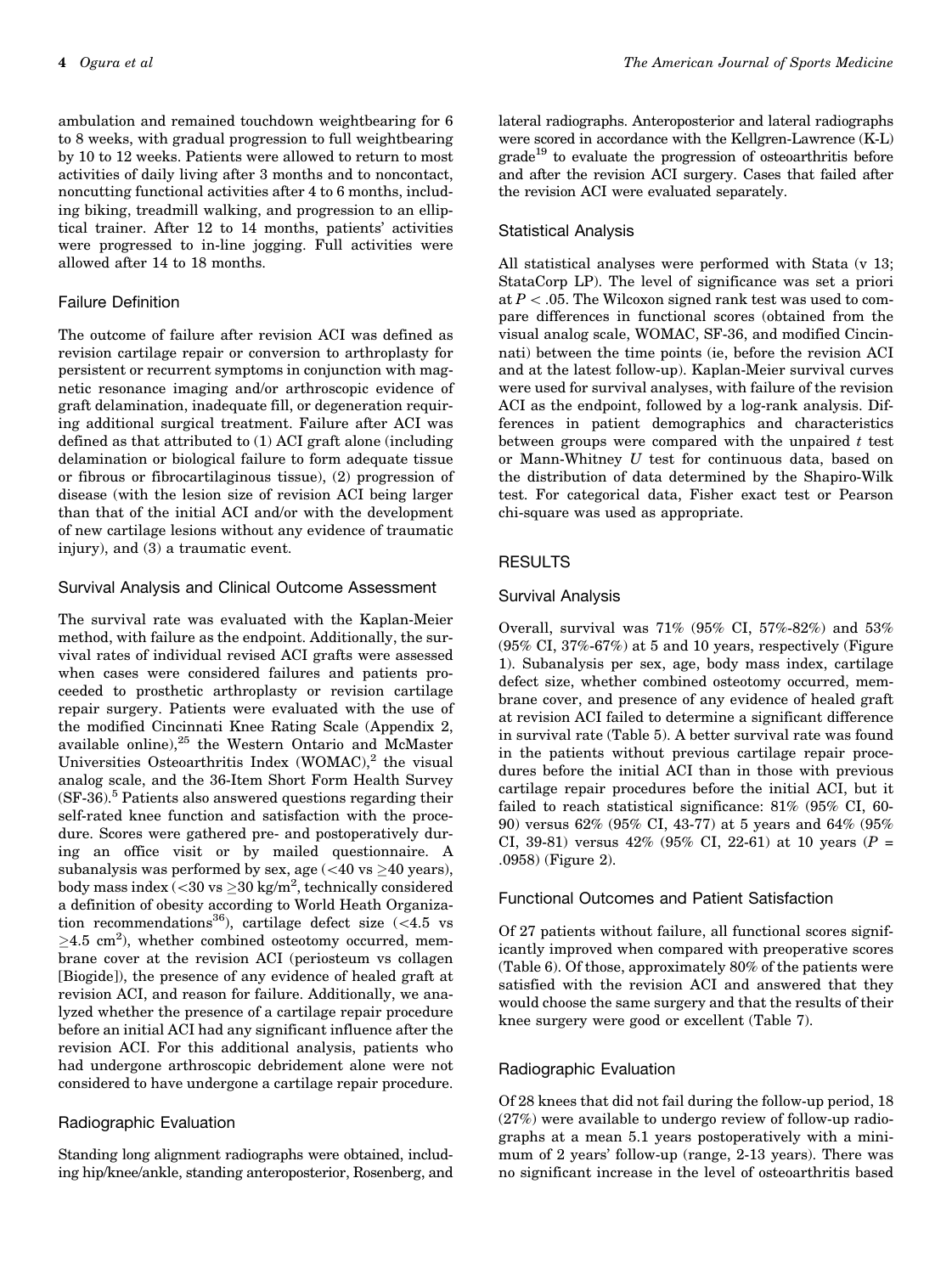ambulation and remained touchdown weightbearing for 6 to 8 weeks, with gradual progression to full weightbearing by 10 to 12 weeks. Patients were allowed to return to most activities of daily living after 3 months and to noncontact, noncutting functional activities after 4 to 6 months, including biking, treadmill walking, and progression to an elliptical trainer. After 12 to 14 months, patients' activities were progressed to in-line jogging. Full activities were allowed after 14 to 18 months.

### Failure Definition

The outcome of failure after revision ACI was defined as revision cartilage repair or conversion to arthroplasty for persistent or recurrent symptoms in conjunction with magnetic resonance imaging and/or arthroscopic evidence of graft delamination, inadequate fill, or degeneration requiring additional surgical treatment. Failure after ACI was defined as that attributed to (1) ACI graft alone (including delamination or biological failure to form adequate tissue or fibrous or fibrocartilaginous tissue), (2) progression of disease (with the lesion size of revision ACI being larger than that of the initial ACI and/or with the development of new cartilage lesions without any evidence of traumatic injury), and (3) a traumatic event.

### Survival Analysis and Clinical Outcome Assessment

The survival rate was evaluated with the Kaplan-Meier method, with failure as the endpoint. Additionally, the survival rates of individual revised ACI grafts were assessed when cases were considered failures and patients proceeded to prosthetic arthroplasty or revision cartilage repair surgery. Patients were evaluated with the use of the modified Cincinnati Knee Rating Scale (Appendix 2, available online),[25] the Western Ontario and McMaster Universities Osteoarthritis Index (WOMAC),[2] the visual analog scale, and the 36-Item Short Form Health Survey (SF-36).[5] Patients also answered questions regarding their self-rated knee function and satisfaction with the procedure. Scores were gathered pre- and postoperatively during an office visit or by mailed questionnaire. A subanalysis was performed by sex, age (<40 vs ≥40 years), body mass index (<30 vs ≥30 kg/m$^2$, technically considered a definition of obesity according to World Heath Organization recommendations[36]), cartilage defect size (<4.5 vs ≥4.5 cm$^2$), whether combined osteotomy occurred, membrane cover at the revision ACI (periosteum vs collagen [Biogide]), the presence of any evidence of healed graft at revision ACI, and reason for failure. Additionally, we analyzed whether the presence of a cartilage repair procedure before an initial ACI had any significant influence after the revision ACI. For this additional analysis, patients who had undergone arthroscopic debridement alone were not considered to have undergone a cartilage repair procedure.

### Radiographic Evaluation

Standing long alignment radiographs were obtained, including hip/knee/ankle, standing anteroposterior, Rosenberg, and lateral radiographs. Anteroposterior and lateral radiographs were scored in accordance with the Kellgren-Lawrence (K-L) grade[19] to evaluate the progression of osteoarthritis before and after the revision ACI surgery. Cases that failed after the revision ACI were evaluated separately.

### Statistical Analysis

All statistical analyses were performed with Stata (v 13; StataCorp LP). The level of significance was set a priori at $P < .05$. The Wilcoxon signed rank test was used to compare differences in functional scores (obtained from the visual analog scale, WOMAC, SF-36, and modified Cincinnati) between the time points (ie, before the revision ACI and at the latest follow-up). Kaplan-Meier survival curves were used for survival analyses, with failure of the revision ACI as the endpoint, followed by a log-rank analysis. Differences in patient demographics and characteristics between groups were compared with the unpaired *t* test or Mann-Whitney *U* test for continuous data, based on the distribution of data determined by the Shapiro-Wilk test. For categorical data, Fisher exact test or Pearson chi-square was used as appropriate.

## RESULTS

### Survival Analysis

Overall, survival was 71% (95% CI, 57%-82%) and 53% (95% CI, 37%-67%) at 5 and 10 years, respectively (Figure 1). Subanalysis per sex, age, body mass index, cartilage defect size, whether combined osteotomy occurred, membrane cover, and presence of any evidence of healed graft at revision ACI failed to determine a significant difference in survival rate (Table 5). A better survival rate was found in the patients without previous cartilage repair procedures before the initial ACI than in those with previous cartilage repair procedures before the initial ACI, but it failed to reach statistical significance: 81% (95% CI, 60-90) versus 62% (95% CI, 43-77) at 5 years and 64% (95% CI, 39-81) versus 42% (95% CI, 22-61) at 10 years ($P = .0958$) (Figure 2).

### Functional Outcomes and Patient Satisfaction

Of 27 patients without failure, all functional scores significantly improved when compared with preoperative scores (Table 6). Of those, approximately 80% of the patients were satisfied with the revision ACI and answered that they would choose the same surgery and that the results of their knee surgery were good or excellent (Table 7).

### Radiographic Evaluation

Of 28 knees that did not fail during the follow-up period, 18 (27%) were available to undergo review of follow-up radiographs at a mean 5.1 years postoperatively with a minimum of 2 years' follow-up (range, 2-13 years). There was no significant increase in the level of osteoarthritis based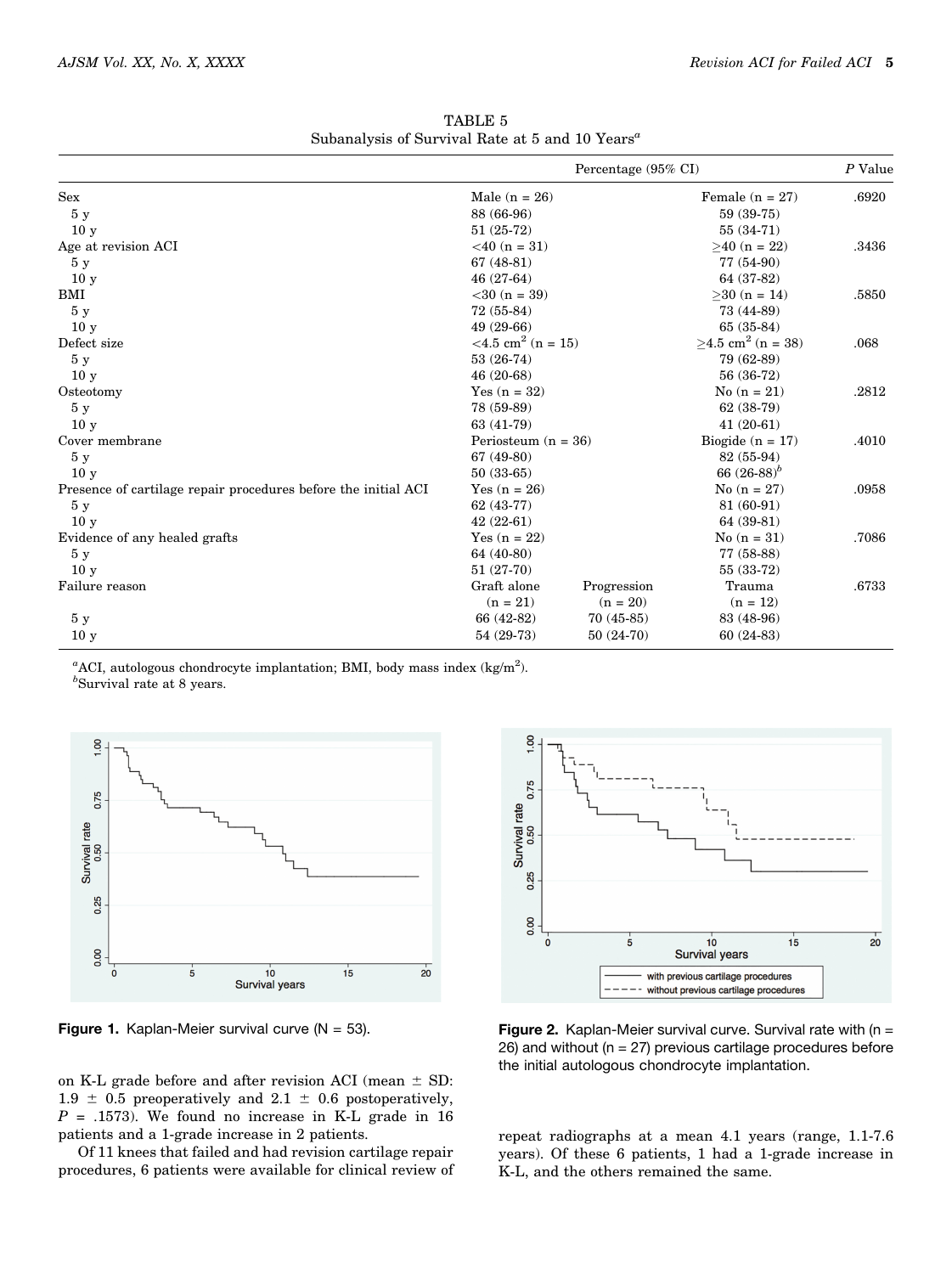TABLE 5
Subanalysis of Survival Rate at 5 and 10 Years[a]

| | Percentage (95% CI) | | | P Value |
|---|---|---|---|---|
| Sex | Male (n = 26) | | Female (n = 27) | .6920 |
| 5 y | 88 (66-96) | | 59 (39-75) | |
| 10 y | 51 (25-72) | | 55 (34-71) | |
| Age at revision ACI | <40 (n = 31) | | ≥40 (n = 22) | .3436 |
| 5 y | 67 (48-81) | | 77 (54-90) | |
| 10 y | 46 (27-64) | | 64 (37-82) | |
| BMI | <30 (n = 39) | | ≥30 (n = 14) | .5850 |
| 5 y | 72 (55-84) | | 73 (44-89) | |
| 10 y | 49 (29-66) | | 65 (35-84) | |
| Defect size | <4.5 $cm^2$ (n = 15) | | ≥4.5 $cm^2$ (n = 38) | .068 |
| 5 y | 53 (26-74) | | 79 (62-89) | |
| 10 y | 46 (20-68) | | 56 (36-72) | |
| Osteotomy | Yes (n = 32) | | No (n = 21) | .2812 |
| 5 y | 78 (59-89) | | 62 (38-79) | |
| 10 y | 63 (41-79) | | 41 (20-61) | |
| Cover membrane | Periosteum (n = 36) | | Biogide (n = 17) | .4010 |
| 5 y | 67 (49-80) | | 82 (55-94) | |
| 10 y | 50 (33-65) | | 66 (26-88)[b] | |
| Presence of cartilage repair procedures before the initial ACI | Yes (n = 26) | | No (n = 27) | .0958 |
| 5 y | 62 (43-77) | | 81 (60-91) | |
| 10 y | 42 (22-61) | | 64 (39-81) | |
| Evidence of any healed grafts | Yes (n = 22) | | No (n = 31) | .7086 |
| 5 y | 64 (40-80) | | 77 (58-88) | |
| 10 y | 51 (27-70) | | 55 (33-72) | |
| Failure reason | Graft alone (n = 21) | Progression (n = 20) | Trauma (n = 12) | .6733 |
| 5 y | 66 (42-82) | 70 (45-85) | 83 (48-96) | |
| 10 y | 54 (29-73) | 50 (24-70) | 60 (24-83) | |

[a]ACI, autologous chondrocyte implantation; BMI, body mass index (kg/$m^2$).
[b]Survival rate at 8 years.

**Figure 1.** Kaplan-Meier survival curve (N = 53).

**Figure 2.** Kaplan-Meier survival curve. Survival rate with (n = 26) and without (n = 27) previous cartilage procedures before the initial autologous chondrocyte implantation.

on K-L grade before and after revision ACI (mean ± SD: 1.9 ± 0.5 preoperatively and 2.1 ± 0.6 postoperatively, $P$ = .1573). We found no increase in K-L grade in 16 patients and a 1-grade increase in 2 patients.

Of 11 knees that failed and had revision cartilage repair procedures, 6 patients were available for clinical review of repeat radiographs at a mean 4.1 years (range, 1.1-7.6 years). Of these 6 patients, 1 had a 1-grade increase in K-L, and the others remained the same.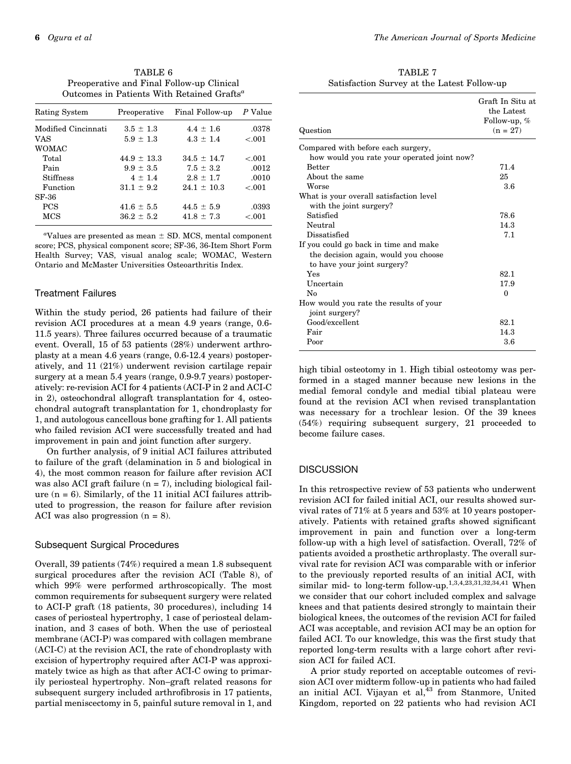TABLE 6
Preoperative and Final Follow-up Clinical Outcomes in Patients With Retained Grafts[a]

| Rating System | Preoperative | Final Follow-up | P Value |
|---|---|---|---|
| Modified Cincinnati | 3.5 ± 1.3 | 4.4 ± 1.6 | .0378 |
| VAS | 5.9 ± 1.3 | 4.3 ± 1.4 | <.001 |
| WOMAC | | | |
| Total | 44.9 ± 13.3 | 34.5 ± 14.7 | <.001 |
| Pain | 9.9 ± 3.5 | 7.5 ± 3.2 | .0012 |
| Stiffness | 4 ± 1.4 | 2.8 ± 1.7 | .0010 |
| Function | 31.1 ± 9.2 | 24.1 ± 10.3 | <.001 |
| SF-36 | | | |
| PCS | 41.6 ± 5.5 | 44.5 ± 5.9 | .0393 |
| MCS | 36.2 ± 5.2 | 41.8 ± 7.3 | <.001 |

[a]Values are presented as mean ± SD. MCS, mental component score; PCS, physical component score; SF-36, 36-Item Short Form Health Survey; VAS, visual analog scale; WOMAC, Western Ontario and McMaster Universities Osteoarthritis Index.

### Treatment Failures

Within the study period, 26 patients had failure of their revision ACI procedures at a mean 4.9 years (range, 0.6-11.5 years). Three failures occurred because of a traumatic event. Overall, 15 of 53 patients (28%) underwent arthroplasty at a mean 4.6 years (range, 0.6-12.4 years) postoperatively, and 11 (21%) underwent revision cartilage repair surgery at a mean 5.4 years (range, 0.9-9.7 years) postoperatively: re-revision ACI for 4 patients (ACI-P in 2 and ACI-C in 2), osteochondral allograft transplantation for 4, osteochondral autograft transplantation for 1, chondroplasty for 1, and autologous cancellous bone grafting for 1. All patients who failed revision ACI were successfully treated and had improvement in pain and joint function after surgery.

On further analysis, of 9 initial ACI failures attributed to failure of the graft (delamination in 5 and biological in 4), the most common reason for failure after revision ACI was also ACI graft failure (n = 7), including biological failure (n = 6). Similarly, of the 11 initial ACI failures attributed to progression, the reason for failure after revision ACI was also progression (n = 8).

### Subsequent Surgical Procedures

Overall, 39 patients (74%) required a mean 1.8 subsequent surgical procedures after the revision ACI (Table 8), of which 99% were performed arthroscopically. The most common requirements for subsequent surgery were related to ACI-P graft (18 patients, 30 procedures), including 14 cases of periosteal hypertrophy, 1 case of periosteal delamination, and 3 cases of both. When the use of periosteal membrane (ACI-P) was compared with collagen membrane (ACI-C) at the revision ACI, the rate of chondroplasty with excision of hypertrophy required after ACI-P was approximately twice as high as that after ACI-C owing to primarily periosteal hypertrophy. Non–graft related reasons for subsequent surgery included arthrofibrosis in 17 patients, partial meniscectomy in 5, painful suture removal in 1, and high tibial osteotomy in 1. High tibial osteotomy was performed in a staged manner because new lesions in the medial femoral condyle and medial tibial plateau were found at the revision ACI when revised transplantation was necessary for a trochlear lesion. Of the 39 knees (54%) requiring subsequent surgery, 21 proceeded to become failure cases.

TABLE 7
Satisfaction Survey at the Latest Follow-up

| Question | Graft In Situ at the Latest Follow-up, % (n = 27) |
|---|---|
| Compared with before each surgery, how would you rate your operated joint now? | |
| Better | 71.4 |
| About the same | 25 |
| Worse | 3.6 |
| What is your overall satisfaction level with the joint surgery? | |
| Satisfied | 78.6 |
| Neutral | 14.3 |
| Dissatisfied | 7.1 |
| If you could go back in time and make the decision again, would you choose to have your joint surgery? | |
| Yes | 82.1 |
| Uncertain | 17.9 |
| No | 0 |
| How would you rate the results of your joint surgery? | |
| Good/excellent | 82.1 |
| Fair | 14.3 |
| Poor | 3.6 |

## DISCUSSION

In this retrospective review of 53 patients who underwent revision ACI for failed initial ACI, our results showed survival rates of 71% at 5 years and 53% at 10 years postoperatively. Patients with retained grafts showed significant improvement in pain and function over a long-term follow-up with a high level of satisfaction. Overall, 72% of patients avoided a prosthetic arthroplasty. The overall survival rate for revision ACI was comparable with or inferior to the previously reported results of an initial ACI, with similar mid- to long-term follow-up.[1,3,4,23,31,32,34,41] When we consider that our cohort included complex and salvage knees and that patients desired strongly to maintain their biological knees, the outcomes of the revision ACI for failed ACI was acceptable, and revision ACI may be an option for failed ACI. To our knowledge, this was the first study that reported long-term results with a large cohort after revision ACI for failed ACI.

A prior study reported on acceptable outcomes of revision ACI over midterm follow-up in patients who had failed an initial ACI. Vijayan et al,[43] from Stanmore, United Kingdom, reported on 22 patients who had revision ACI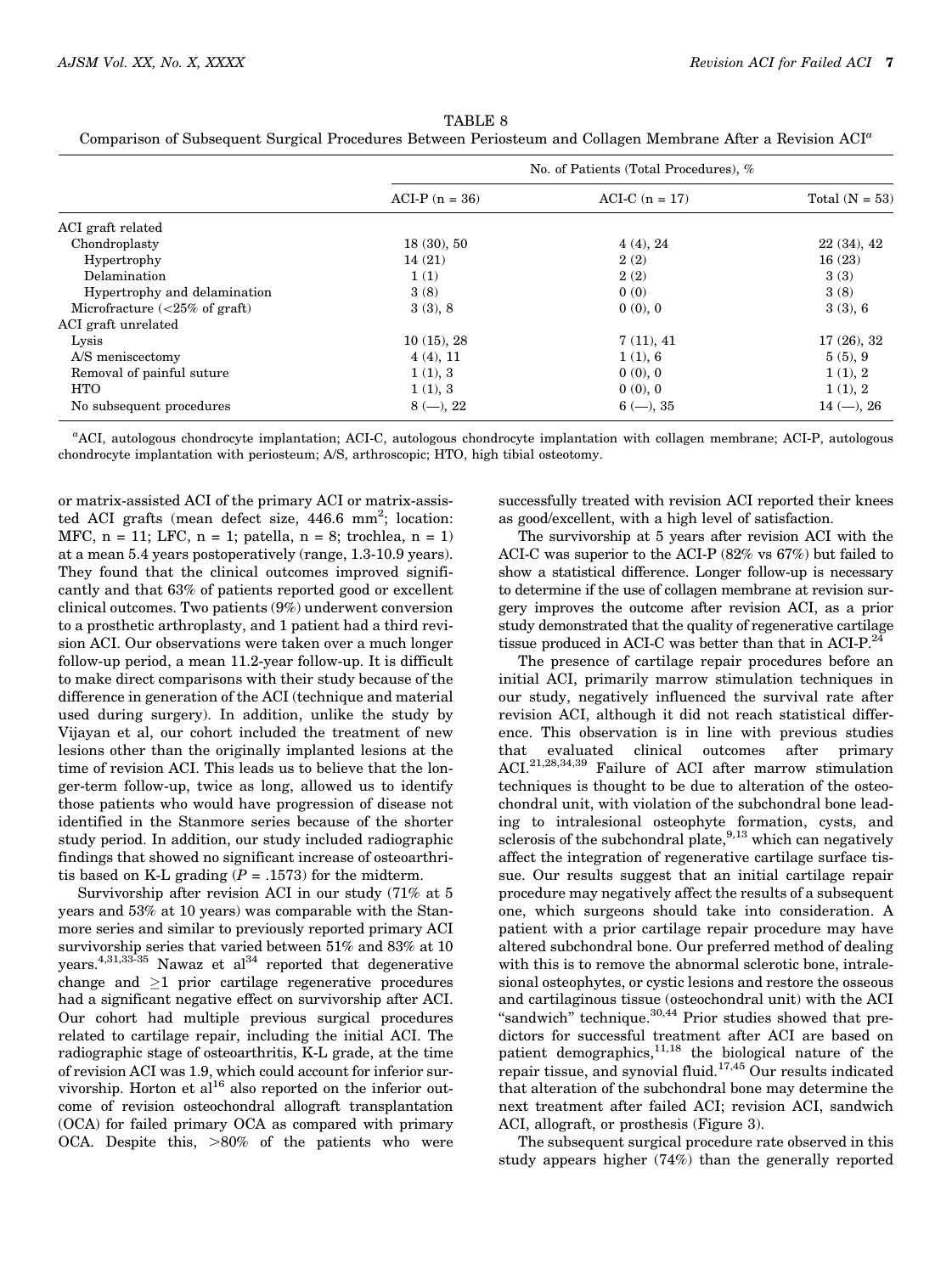TABLE 8

Comparison of Subsequent Surgical Procedures Between Periosteum and Collagen Membrane After a Revision ACI[a]

| | No. of Patients (Total Procedures), % | | |
|---|---|---|---|
| | ACI-P (n = 36) | ACI-C (n = 17) | Total (N = 53) |
| ACI graft related | | | |
| Chondroplasty | 18 (30), 50 | 4 (4), 24 | 22 (34), 42 |
| Hypertrophy | 14 (21) | 2 (2) | 16 (23) |
| Delamination | 1 (1) | 2 (2) | 3 (3) |
| Hypertrophy and delamination | 3 (8) | 0 (0) | 3 (8) |
| Microfracture (<25% of graft) | 3 (3), 8 | 0 (0), 0 | 3 (3), 6 |
| ACI graft unrelated | | | |
| Lysis | 10 (15), 28 | 7 (11), 41 | 17 (26), 32 |
| A/S meniscectomy | 4 (4), 11 | 1 (1), 6 | 5 (5), 9 |
| Removal of painful suture | 1 (1), 3 | 0 (0), 0 | 1 (1), 2 |
| HTO | 1 (1), 3 | 0 (0), 0 | 1 (1), 2 |
| No subsequent procedures | 8 (—), 22 | 6 (—), 35 | 14 (—), 26 |

[a]ACI, autologous chondrocyte implantation; ACI-C, autologous chondrocyte implantation with collagen membrane; ACI-P, autologous chondrocyte implantation with periosteum; A/S, arthroscopic; HTO, high tibial osteotomy.

or matrix-assisted ACI of the primary ACI or matrix-assisted ACI grafts (mean defect size, 446.6 mm$^2$; location: MFC, n = 11; LFC, n = 1; patella, n = 8; trochlea, n = 1) at a mean 5.4 years postoperatively (range, 1.3-10.9 years). They found that the clinical outcomes improved significantly and that 63% of patients reported good or excellent clinical outcomes. Two patients (9%) underwent conversion to a prosthetic arthroplasty, and 1 patient had a third revision ACI. Our observations were taken over a much longer follow-up period, a mean 11.2-year follow-up. It is difficult to make direct comparisons with their study because of the difference in generation of the ACI (technique and material used during surgery). In addition, unlike the study by Vijayan et al, our cohort included the treatment of new lesions other than the originally implanted lesions at the time of revision ACI. This leads us to believe that the longer-term follow-up, twice as long, allowed us to identify those patients who would have progression of disease not identified in the Stanmore series because of the shorter study period. In addition, our study included radiographic findings that showed no significant increase of osteoarthritis based on K-L grading ($P$ = .1573) for the midterm.

Survivorship after revision ACI in our study (71% at 5 years and 53% at 10 years) was comparable with the Stanmore series and similar to previously reported primary ACI survivorship series that varied between 51% and 83% at 10 years.[4,31,33-35] Nawaz et al[34] reported that degenerative change and ≥1 prior cartilage regenerative procedures had a significant negative effect on survivorship after ACI. Our cohort had multiple previous surgical procedures related to cartilage repair, including the initial ACI. The radiographic stage of osteoarthritis, K-L grade, at the time of revision ACI was 1.9, which could account for inferior survivorship. Horton et al[16] also reported on the inferior outcome of revision osteochondral allograft transplantation (OCA) for failed primary OCA as compared with primary OCA. Despite this, >80% of the patients who were successfully treated with revision ACI reported their knees as good/excellent, with a high level of satisfaction.

The survivorship at 5 years after revision ACI with the ACI-C was superior to the ACI-P (82% vs 67%) but failed to show a statistical difference. Longer follow-up is necessary to determine if the use of collagen membrane at revision surgery improves the outcome after revision ACI, as a prior study demonstrated that the quality of regenerative cartilage tissue produced in ACI-C was better than that in ACI-P.[24]

The presence of cartilage repair procedures before an initial ACI, primarily marrow stimulation techniques in our study, negatively influenced the survival rate after revision ACI, although it did not reach statistical difference. This observation is in line with previous studies that evaluated clinical outcomes after primary ACI.[21,28,34,39] Failure of ACI after marrow stimulation techniques is thought to be due to alteration of the osteochondral unit, with violation of the subchondral bone leading to intralesional osteophyte formation, cysts, and sclerosis of the subchondral plate,[9,13] which can negatively affect the integration of regenerative cartilage surface tissue. Our results suggest that an initial cartilage repair procedure may negatively affect the results of a subsequent one, which surgeons should take into consideration. A patient with a prior cartilage repair procedure may have altered subchondral bone. Our preferred method of dealing with this is to remove the abnormal sclerotic bone, intralesional osteophytes, or cystic lesions and restore the osseous and cartilaginous tissue (osteochondral unit) with the ACI "sandwich" technique.[30,44] Prior studies showed that predictors for successful treatment after ACI are based on patient demographics,[11,18] the biological nature of the repair tissue, and synovial fluid.[17,45] Our results indicated that alteration of the subchondral bone may determine the next treatment after failed ACI; revision ACI, sandwich ACI, allograft, or prosthesis (Figure 3).

The subsequent surgical procedure rate observed in this study appears higher (74%) than the generally reported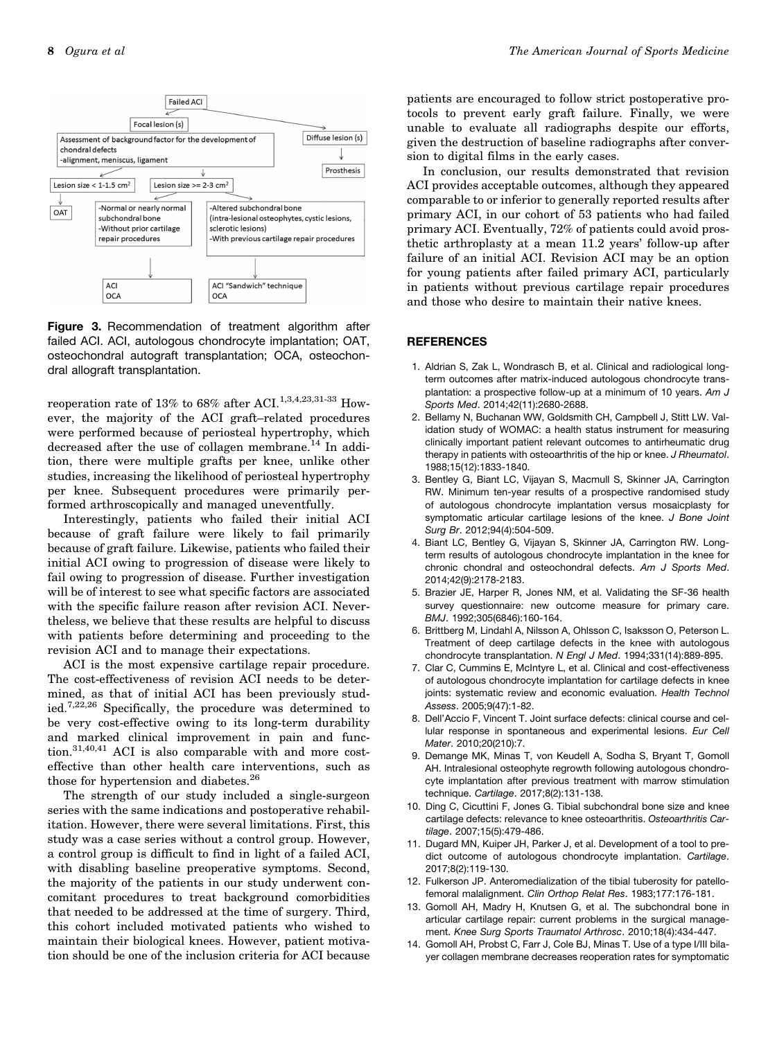Failed ACI

Focal lesion (s)

Assessment of background factor for the development of chondral defects
-alignment, meniscus, ligament

Diffuse lesion (s)

Prosthesis

Lesion size < 1-1.5 cm²

Lesion size >= 2-3 cm²

OAT

-Normal or nearly normal subchondral bone
-Without prior cartilage repair procedures

-Altered subchondral bone (intra-lesional osteophytes, cystic lesions, sclerotic lesions)
-With previous cartilage repair procedures

ACI
OCA

ACI "Sandwich" technique
OCA

**Figure 3.** Recommendation of treatment algorithm after failed ACI. ACI, autologous chondrocyte implantation; OAT, osteochondral autograft transplantation; OCA, osteochondral allograft transplantation.

reoperation rate of 13% to 68% after ACI.[1,3,4,23,31-33] However, the majority of the ACI graft–related procedures were performed because of periosteal hypertrophy, which decreased after the use of collagen membrane.[14] In addition, there were multiple grafts per knee, unlike other studies, increasing the likelihood of periosteal hypertrophy per knee. Subsequent procedures were primarily performed arthroscopically and managed uneventfully.

Interestingly, patients who failed their initial ACI because of graft failure were likely to fail primarily because of graft failure. Likewise, patients who failed their initial ACI owing to progression of disease were likely to fail owing to progression of disease. Further investigation will be of interest to see what specific factors are associated with the specific failure reason after revision ACI. Nevertheless, we believe that these results are helpful to discuss with patients before determining and proceeding to the revision ACI and to manage their expectations.

ACI is the most expensive cartilage repair procedure. The cost-effectiveness of revision ACI needs to be determined, as that of initial ACI has been previously studied.[7,22,26] Specifically, the procedure was determined to be very cost-effective owing to its long-term durability and marked clinical improvement in pain and function.[31,40,41] ACI is also comparable with and more cost-effective than other health care interventions, such as those for hypertension and diabetes.[26]

The strength of our study included a single-surgeon series with the same indications and postoperative rehabilitation. However, there were several limitations. First, this study was a case series without a control group. However, a control group is difficult to find in light of a failed ACI, with disabling baseline preoperative symptoms. Second, the majority of the patients in our study underwent concomitant procedures to treat background comorbidities that needed to be addressed at the time of surgery. Third, this cohort included motivated patients who wished to maintain their biological knees. However, patient motivation should be one of the inclusion criteria for ACI because patients are encouraged to follow strict postoperative protocols to prevent early graft failure. Finally, we were unable to evaluate all radiographs despite our efforts, given the destruction of baseline radiographs after conversion to digital films in the early cases.

In conclusion, our results demonstrated that revision ACI provides acceptable outcomes, although they appeared comparable to or inferior to generally reported results after primary ACI, in our cohort of 53 patients who had failed primary ACI. Eventually, 72% of patients could avoid prosthetic arthroplasty at a mean 11.2 years' follow-up after failure of an initial ACI. Revision ACI may be an option for young patients after failed primary ACI, particularly in patients without previous cartilage repair procedures and those who desire to maintain their native knees.

## REFERENCES

1. Aldrian S, Zak L, Wondrasch B, et al. Clinical and radiological long-term outcomes after matrix-induced autologous chondrocyte transplantation: a prospective follow-up at a minimum of 10 years. *Am J Sports Med*. 2014;42(11):2680-2688.
2. Bellamy N, Buchanan WW, Goldsmith CH, Campbell J, Stitt LW. Validation study of WOMAC: a health status instrument for measuring clinically important patient relevant outcomes to antirheumatic drug therapy in patients with osteoarthritis of the hip or knee. *J Rheumatol*. 1988;15(12):1833-1840.
3. Bentley G, Biant LC, Vijayan S, Macmull S, Skinner JA, Carrington RW. Minimum ten-year results of a prospective randomised study of autologous chondrocyte implantation versus mosaicplasty for symptomatic articular cartilage lesions of the knee. *J Bone Joint Surg Br*. 2012;94(4):504-509.
4. Biant LC, Bentley G, Vijayan S, Skinner JA, Carrington RW. Long-term results of autologous chondrocyte implantation in the knee for chronic chondral and osteochondral defects. *Am J Sports Med*. 2014;42(9):2178-2183.
5. Brazier JE, Harper R, Jones NM, et al. Validating the SF-36 health survey questionnaire: new outcome measure for primary care. *BMJ*. 1992;305(6846):160-164.
6. Brittberg M, Lindahl A, Nilsson A, Ohlsson C, Isaksson O, Peterson L. Treatment of deep cartilage defects in the knee with autologous chondrocyte transplantation. *N Engl J Med*. 1994;331(14):889-895.
7. Clar C, Cummins E, McIntyre L, et al. Clinical and cost-effectiveness of autologous chondrocyte implantation for cartilage defects in knee joints: systematic review and economic evaluation. *Health Technol Assess*. 2005;9(47):1-82.
8. Dell'Accio F, Vincent T. Joint surface defects: clinical course and cellular response in spontaneous and experimental lesions. *Eur Cell Mater*. 2010;20(210):7.
9. Demange MK, Minas T, von Keudell A, Sodha S, Bryant T, Gomoll AH. Intralesional osteophyte regrowth following autologous chondrocyte implantation after previous treatment with marrow stimulation technique. *Cartilage*. 2017;8(2):131-138.
10. Ding C, Cicuttini F, Jones G. Tibial subchondral bone size and knee cartilage defects: relevance to knee osteoarthritis. *Osteoarthritis Cartilage*. 2007;15(5):479-486.
11. Dugard MN, Kuiper JH, Parker J, et al. Development of a tool to predict outcome of autologous chondrocyte implantation. *Cartilage*. 2017;8(2):119-130.
12. Fulkerson JP. Anteromedialization of the tibial tuberosity for patellofemoral malalignment. *Clin Orthop Relat Res*. 1983;177:176-181.
13. Gomoll AH, Madry H, Knutsen G, et al. The subchondral bone in articular cartilage repair: current problems in the surgical management. *Knee Surg Sports Traumatol Arthrosc*. 2010;18(4):434-447.
14. Gomoll AH, Probst C, Farr J, Cole BJ, Minas T. Use of a type I/III bilayer collagen membrane decreases reoperation rates for symptomatic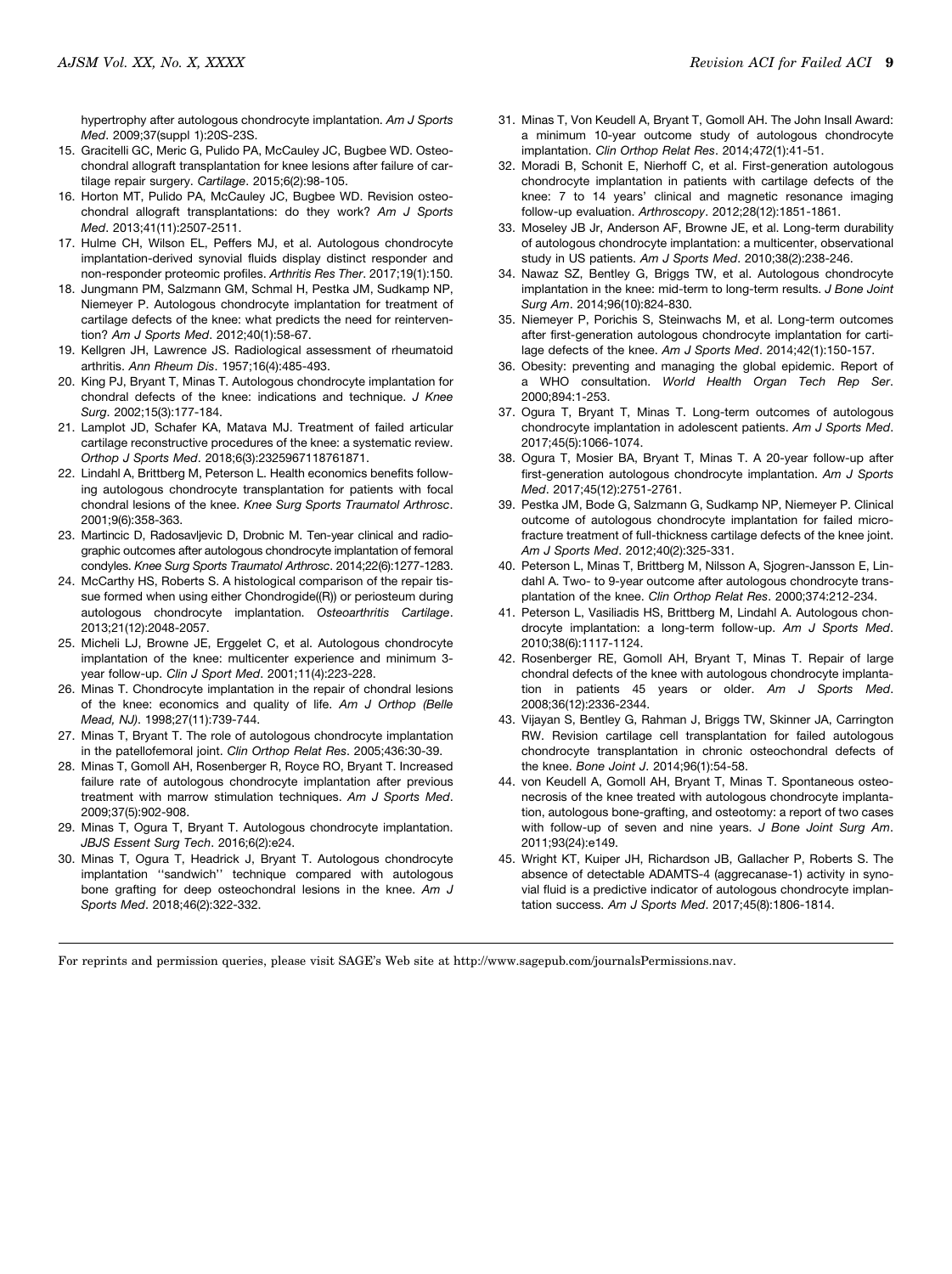hypertrophy after autologous chondrocyte implantation. *Am J Sports Med*. 2009;37(suppl 1):20S-23S.

15. Gracitelli GC, Meric G, Pulido PA, McCauley JC, Bugbee WD. Osteochondral allograft transplantation for knee lesions after failure of cartilage repair surgery. *Cartilage*. 2015;6(2):98-105.
16. Horton MT, Pulido PA, McCauley JC, Bugbee WD. Revision osteochondral allograft transplantations: do they work? *Am J Sports Med*. 2013;41(11):2507-2511.
17. Hulme CH, Wilson EL, Peffers MJ, et al. Autologous chondrocyte implantation-derived synovial fluids display distinct responder and non-responder proteomic profiles. *Arthritis Res Ther*. 2017;19(1):150.
18. Jungmann PM, Salzmann GM, Schmal H, Pestka JM, Sudkamp NP, Niemeyer P. Autologous chondrocyte implantation for treatment of cartilage defects of the knee: what predicts the need for reintervention? *Am J Sports Med*. 2012;40(1):58-67.
19. Kellgren JH, Lawrence JS. Radiological assessment of rheumatoid arthritis. *Ann Rheum Dis*. 1957;16(4):485-493.
20. King PJ, Bryant T, Minas T. Autologous chondrocyte implantation for chondral defects of the knee: indications and technique. *J Knee Surg*. 2002;15(3):177-184.
21. Lamplot JD, Schafer KA, Matava MJ. Treatment of failed articular cartilage reconstructive procedures of the knee: a systematic review. *Orthop J Sports Med*. 2018;6(3):2325967118761871.
22. Lindahl A, Brittberg M, Peterson L. Health economics benefits following autologous chondrocyte transplantation for patients with focal chondral lesions of the knee. *Knee Surg Sports Traumatol Arthrosc*. 2001;9(6):358-363.
23. Martincic D, Radosavljevic D, Drobnic M. Ten-year clinical and radiographic outcomes after autologous chondrocyte implantation of femoral condyles. *Knee Surg Sports Traumatol Arthrosc*. 2014;22(6):1277-1283.
24. McCarthy HS, Roberts S. A histological comparison of the repair tissue formed when using either Chondrogide((R)) or periosteum during autologous chondrocyte implantation. *Osteoarthritis Cartilage*. 2013;21(12):2048-2057.
25. Micheli LJ, Browne JE, Erggelet C, et al. Autologous chondrocyte implantation of the knee: multicenter experience and minimum 3-year follow-up. *Clin J Sport Med*. 2001;11(4):223-228.
26. Minas T. Chondrocyte implantation in the repair of chondral lesions of the knee: economics and quality of life. *Am J Orthop (Belle Mead, NJ)*. 1998;27(11):739-744.
27. Minas T, Bryant T. The role of autologous chondrocyte implantation in the patellofemoral joint. *Clin Orthop Relat Res*. 2005;436:30-39.
28. Minas T, Gomoll AH, Rosenberger R, Royce RO, Bryant T. Increased failure rate of autologous chondrocyte implantation after previous treatment with marrow stimulation techniques. *Am J Sports Med*. 2009;37(5):902-908.
29. Minas T, Ogura T, Bryant T. Autologous chondrocyte implantation. *JBJS Essent Surg Tech*. 2016;6(2):e24.
30. Minas T, Ogura T, Headrick J, Bryant T. Autologous chondrocyte implantation "sandwich" technique compared with autologous bone grafting for deep osteochondral lesions in the knee. *Am J Sports Med*. 2018;46(2):322-332.
31. Minas T, Von Keudell A, Bryant T, Gomoll AH. The John Insall Award: a minimum 10-year outcome study of autologous chondrocyte implantation. *Clin Orthop Relat Res*. 2014;472(1):41-51.
32. Moradi B, Schonit E, Nierhoff C, et al. First-generation autologous chondrocyte implantation in patients with cartilage defects of the knee: 7 to 14 years' clinical and magnetic resonance imaging follow-up evaluation. *Arthroscopy*. 2012;28(12):1851-1861.
33. Moseley JB Jr, Anderson AF, Browne JE, et al. Long-term durability of autologous chondrocyte implantation: a multicenter, observational study in US patients. *Am J Sports Med*. 2010;38(2):238-246.
34. Nawaz SZ, Bentley G, Briggs TW, et al. Autologous chondrocyte implantation in the knee: mid-term to long-term results. *J Bone Joint Surg Am*. 2014;96(10):824-830.
35. Niemeyer P, Porichis S, Steinwachs M, et al. Long-term outcomes after first-generation autologous chondrocyte implantation for cartilage defects of the knee. *Am J Sports Med*. 2014;42(1):150-157.
36. Obesity: preventing and managing the global epidemic. Report of a WHO consultation. *World Health Organ Tech Rep Ser*. 2000;894:1-253.
37. Ogura T, Bryant T, Minas T. Long-term outcomes of autologous chondrocyte implantation in adolescent patients. *Am J Sports Med*. 2017;45(5):1066-1074.
38. Ogura T, Mosier BA, Bryant T, Minas T. A 20-year follow-up after first-generation autologous chondrocyte implantation. *Am J Sports Med*. 2017;45(12):2751-2761.
39. Pestka JM, Bode G, Salzmann G, Sudkamp NP, Niemeyer P. Clinical outcome of autologous chondrocyte implantation for failed microfracture treatment of full-thickness cartilage defects of the knee joint. *Am J Sports Med*. 2012;40(2):325-331.
40. Peterson L, Minas T, Brittberg M, Nilsson A, Sjogren-Jansson E, Lindahl A. Two- to 9-year outcome after autologous chondrocyte transplantation of the knee. *Clin Orthop Relat Res*. 2000;374:212-234.
41. Peterson L, Vasiliadis HS, Brittberg M, Lindahl A. Autologous chondrocyte implantation: a long-term follow-up. *Am J Sports Med*. 2010;38(6):1117-1124.
42. Rosenberger RE, Gomoll AH, Bryant T, Minas T. Repair of large chondral defects of the knee with autologous chondrocyte implantation in patients 45 years or older. *Am J Sports Med*. 2008;36(12):2336-2344.
43. Vijayan S, Bentley G, Rahman J, Briggs TW, Skinner JA, Carrington RW. Revision cartilage cell transplantation for failed autologous chondrocyte transplantation in chronic osteochondral defects of the knee. *Bone Joint J*. 2014;96(1):54-58.
44. von Keudell A, Gomoll AH, Bryant T, Minas T. Spontaneous osteonecrosis of the knee treated with autologous chondrocyte implantation, autologous bone-grafting, and osteotomy: a report of two cases with follow-up of seven and nine years. *J Bone Joint Surg Am*. 2011;93(24):e149.
45. Wright KT, Kuiper JH, Richardson JB, Gallacher P, Roberts S. The absence of detectable ADAMTS-4 (aggrecanase-1) activity in synovial fluid is a predictive indicator of autologous chondrocyte implantation success. *Am J Sports Med*. 2017;45(8):1806-1814.

For reprints and permission queries, please visit SAGE's Web site at http://www.sagepub.com/journalsPermissions.nav.